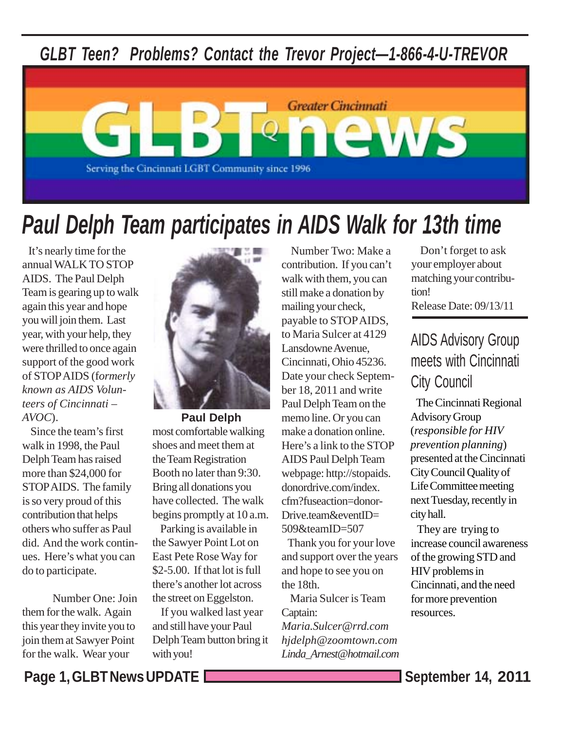*GLBT Teen? Problems? Contact the Trevor Project—1-866-4-U-TREVOR*

# GLBTQ news

Greater Cincinnati

Serving the Cincinnati LGBT Community since 1996

## Paul Delph Team participates in AIDS Walk for 13th time

It's nearly time for the annual WALK TO STOP AIDS. The Paul Delph Team is gearing up to walk again this year and hope you will join them. Last year, with your help, they were thrilled to once again support of the good work of STOP AIDS (f*ormerly known as AIDS Volunteers of Cincinnati – AVOC*).

Since the team's first walk in 1998, the Paul Delph Team has raised more than $24,000 for STOP AIDS. The family is so very proud of this contribution that helps others who suffer as Paul did. And the work continues. Here's what you can do to participate.

Number One: Join them for the walk. Again this year they invite you to join them at Sawyer Point for the walk. Wear your most comfortable walking shoes and meet them at the Team Registration Booth no later than 9:30. Bring all donations you have collected. The walk begins promptly at 10 a.m.

**Paul Delph**

Parking is available in the Sawyer Point Lot on East Pete Rose Way for $2-5.00. If that lot is full there's another lot across the street on Eggelston.

If you walked last year and still have your Paul Delph Team button bring it with you!

Number Two: Make a contribution. If you can't walk with them, you can still make a donation by mailing your check, payable to STOP AIDS, to Maria Sulcer at 4129 Lansdowne Avenue, Cincinnati, Ohio 45236. Date your check September 18, 2011 and write Paul Delph Team on the memo line. Or you can make a donation online. Here's a link to the STOP AIDS Paul Delph Team webpage: http://stopaids.donordrive.com/index.cfm?fuseaction=donorDrive.team&eventID=509&teamID=507

Thank you for your love and support over the years and hope to see you on the 18th.

Maria Sulcer is Team Captain:
*Maria.Sulcer@rrd.com*
*hjdelph@zoomtown.com*
*Linda_Arnest@hotmail.com*

Don't forget to ask your employer about matching your contribution!

Release Date: 09/13/11

## AIDS Advisory Group meets with Cincinnati City Council

The Cincinnati Regional Advisory Group (*responsible for HIV prevention planning*) presented at the Cincinnati City Council Quality of Life Committee meeting next Tuesday, recently in city hall.

They are trying to increase council awareness of the growing STD and HIV problems in Cincinnati, and the need for more prevention resources.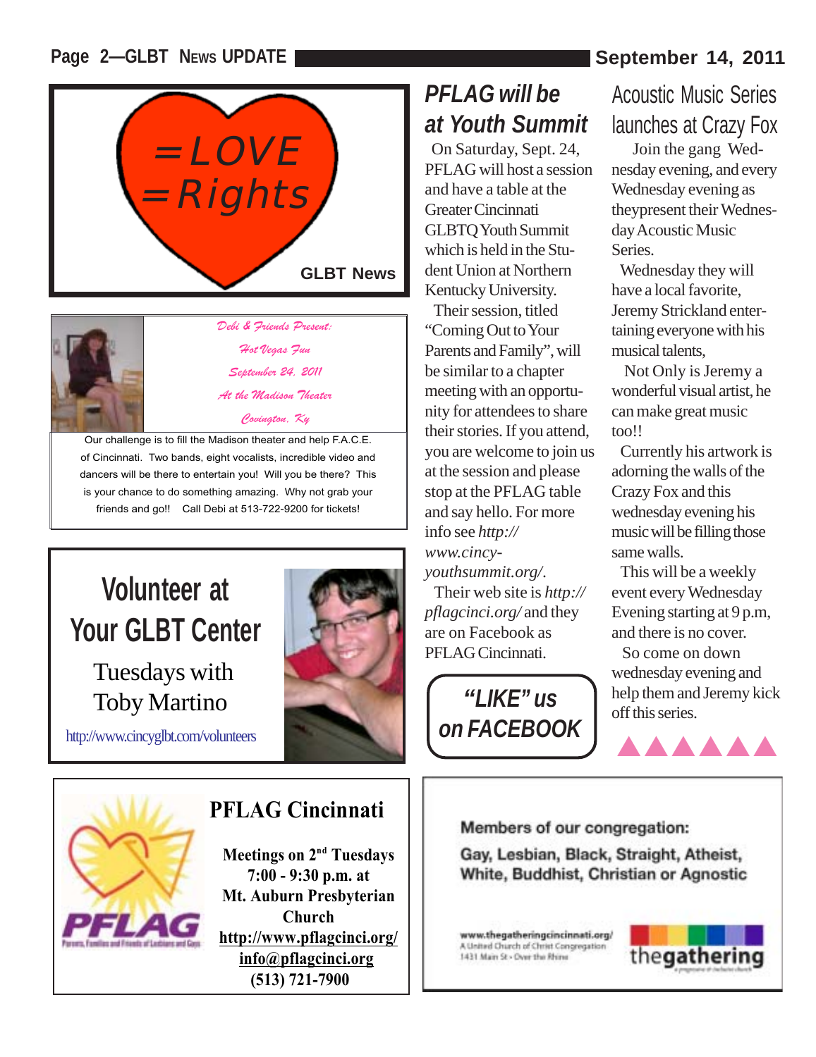=LOVE
=Rights

GLBT News

*Debi & Friends Present:*

*Hot Vegas Fun*

*September 24, 2011*

*At the Madison Theater*

*Covington, Ky*

Our challenge is to fill the Madison theater and help F.A.C.E. of Cincinnati. Two bands, eight vocalists, incredible video and dancers will be there to entertain you! Will you be there? This is your chance to do something amazing. Why not grab your friends and go!! Call Debi at 513-722-9200 for tickets!

## Volunteer at Your GLBT Center

Tuesdays with Toby Martino

http://www.cincyglbt.com/volunteers

## PFLAG will be at Youth Summit

On Saturday, Sept. 24, PFLAG will host a session and have a table at the Greater Cincinnati GLBTQ Youth Summit which is held in the Student Union at Northern Kentucky University.

Their session, titled "Coming Out to Your Parents and Family", will be similar to a chapter meeting with an opportunity for attendees to share their stories. If you attend, you are welcome to join us at the session and please stop at the PFLAG table and say hello. For more info see *http://www.cincy-youthsummit.org/*.

Their web site is *http://pflagcinci.org/* and they are on Facebook as PFLAG Cincinnati.

***"LIKE" us on FACEBOOK***

## Acoustic Music Series launches at Crazy Fox

Join the gang Wednesday evening, and every Wednesday evening as theypresent their Wednesday Acoustic Music Series.

Wednesday they will have a local favorite, Jeremy Strickland entertaining everyone with his musical talents,

Not Only is Jeremy a wonderful visual artist, he can make great music too!!

Currently his artwork is adorning the walls of the Crazy Fox and this wednesday evening his music will be filling those same walls.

This will be a weekly event every Wednesday Evening starting at 9 p.m, and there is no cover.

So come on down wednesday evening and help them and Jeremy kick off this series.

## PFLAG Cincinnati

PFLAG — Parents, Families and Friends of Lesbians and Gays

**Meetings on 2nd Tuesdays**
**7:00 - 9:30 p.m. at**
**Mt. Auburn Presbyterian Church**
**http://www.pflagcinci.org/**
**info@pflagcinci.org**
**(513) 721-7900**

**Members of our congregation:**

**Gay, Lesbian, Black, Straight, Atheist, White, Buddhist, Christian or Agnostic**

www.thegatheringcincinnati.org/
A United Church of Christ Congregation
1431 Main St • Over the Rhine

thegathering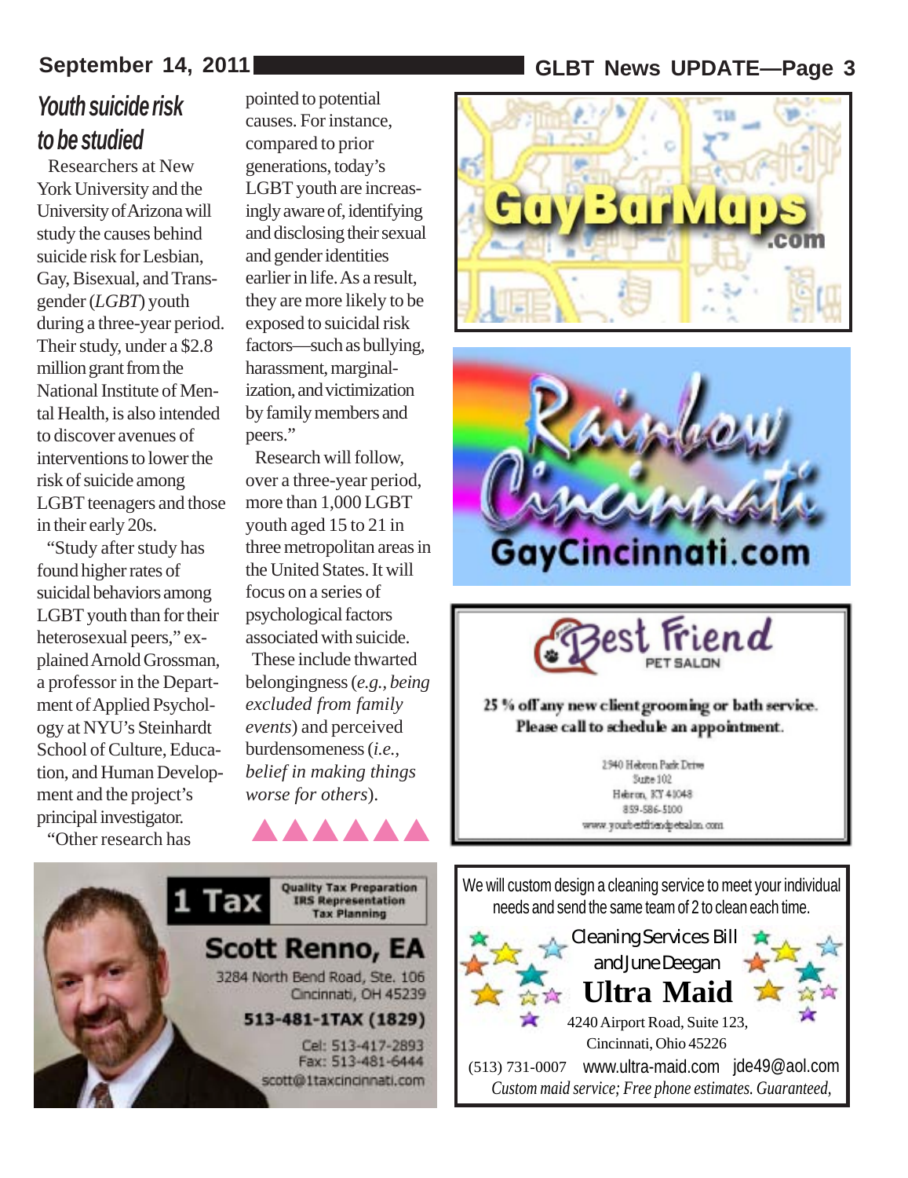## *Youth suicide risk to be studied*

Researchers at New York University and the University of Arizona will study the causes behind suicide risk for Lesbian, Gay, Bisexual, and Transgender (*LGBT*) youth during a three-year period. Their study, under a $2.8 million grant from the National Institute of Mental Health, is also intended to discover avenues of interventions to lower the risk of suicide among LGBT teenagers and those in their early 20s.

"Study after study has found higher rates of suicidal behaviors among LGBT youth than for their heterosexual peers," explained Arnold Grossman, a professor in the Department of Applied Psychology at NYU's Steinhardt School of Culture, Education, and Human Development and the project's principal investigator.

"Other research has pointed to potential causes. For instance, compared to prior generations, today's LGBT youth are increasingly aware of, identifying and disclosing their sexual and gender identities earlier in life. As a result, they are more likely to be exposed to suicidal risk factors—such as bullying, harassment, marginalization, and victimization by family members and peers."

Research will follow, over a three-year period, more than 1,000 LGBT youth aged 15 to 21 in three metropolitan areas in the United States. It will focus on a series of psychological factors associated with suicide.

These include thwarted belongingness (*e.g., being excluded from family events*) and perceived burdensomeness (*i.e., belief in making things worse for others*).

▲▲▲▲▲▲

GayBarMaps.com

Rainbow Cincinnati

GayCincinnati.com

Best Friend PET SALON

25 % off any new client grooming or bath service.
Please call to schedule an appointment.

2940 Hebron Park Drive
Suite 102
Hebron, KY 41048
859-586-5100
www.yourbestfriendpetsalon.com

1 Tax — Quality Tax Preparation, IRS Representation, Tax Planning

**Scott Renno, EA**

3284 North Bend Road, Ste. 106
Cincinnati, OH 45239

**513-481-1TAX (1829)**

Cel: 513-417-2893
Fax: 513-481-6444
scott@1taxcincinnati.com

We will custom design a cleaning service to meet your individual needs and send the same team of 2 to clean each time.

Cleaning Services Bill and June Deegan

**Ultra Maid**

4240 Airport Road, Suite 123,
Cincinnati, Ohio 45226

(513) 731-0007 www.ultra-maid.com jde49@aol.com

*Custom maid service; Free phone estimates. Guaranteed,*